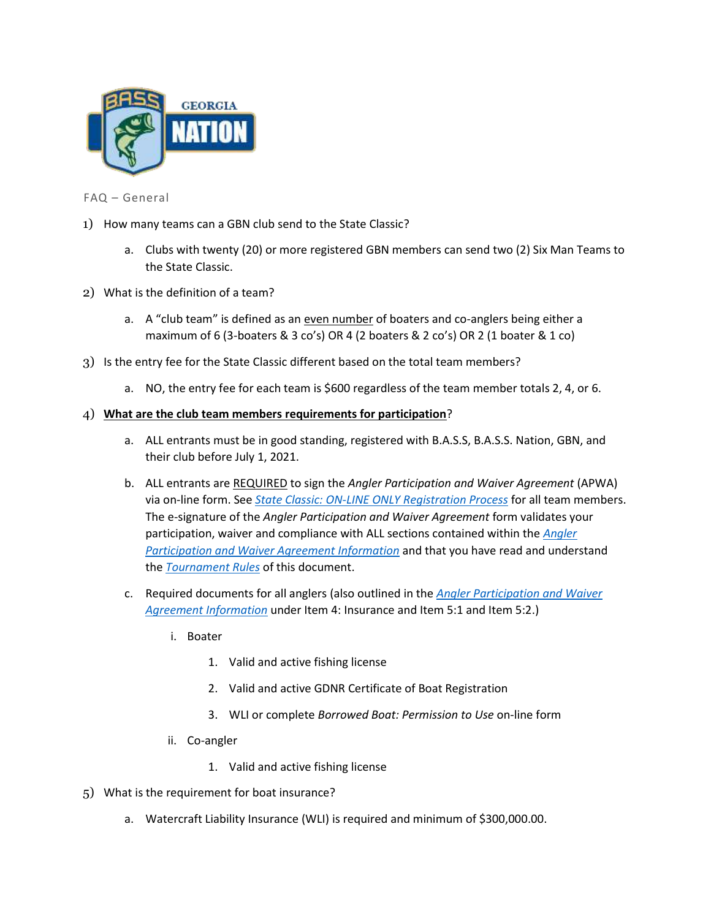FAQ – General

1) How many teams can a GBN club send to the State Classic?

   a. Clubs with twenty (20) or more registered GBN members can send two (2) Six Man Teams to the State Classic.

2) What is the definition of a team?

   a. A "club team" is defined as an <u>even number</u> of boaters and co-anglers being either a maximum of 6 (3-boaters & 3 co's) OR 4 (2 boaters & 2 co's) OR 2 (1 boater & 1 co)

3) Is the entry fee for the State Classic different based on the total team members?

   a. NO, the entry fee for each team is $600 regardless of the team member totals 2, 4, or 6.

4) **<u>What are the club team members requirements for participation</u>**?

   a. ALL entrants must be in good standing, registered with B.A.S.S, B.A.S.S. Nation, GBN, and their club before July 1, 2021.

   b. ALL entrants are <u>REQUIRED</u> to sign the *Angler Participation and Waiver Agreement* (APWA) via on-line form. See *State Classic: ON-LINE ONLY Registration Process* for all team members. The e-signature of the *Angler Participation and Waiver Agreement* form validates your participation, waiver and compliance with ALL sections contained within the *Angler Participation and Waiver Agreement Information* and that you have read and understand the *Tournament Rules* of this document.

   c. Required documents for all anglers (also outlined in the *Angler Participation and Waiver Agreement Information* under Item 4: Insurance and Item 5:1 and Item 5:2.)

      i. Boater

         1. Valid and active fishing license
         2. Valid and active GDNR Certificate of Boat Registration
         3. WLI or complete *Borrowed Boat: Permission to Use* on-line form

      ii. Co-angler

         1. Valid and active fishing license

5) What is the requirement for boat insurance?

   a. Watercraft Liability Insurance (WLI) is required and minimum of $300,000.00.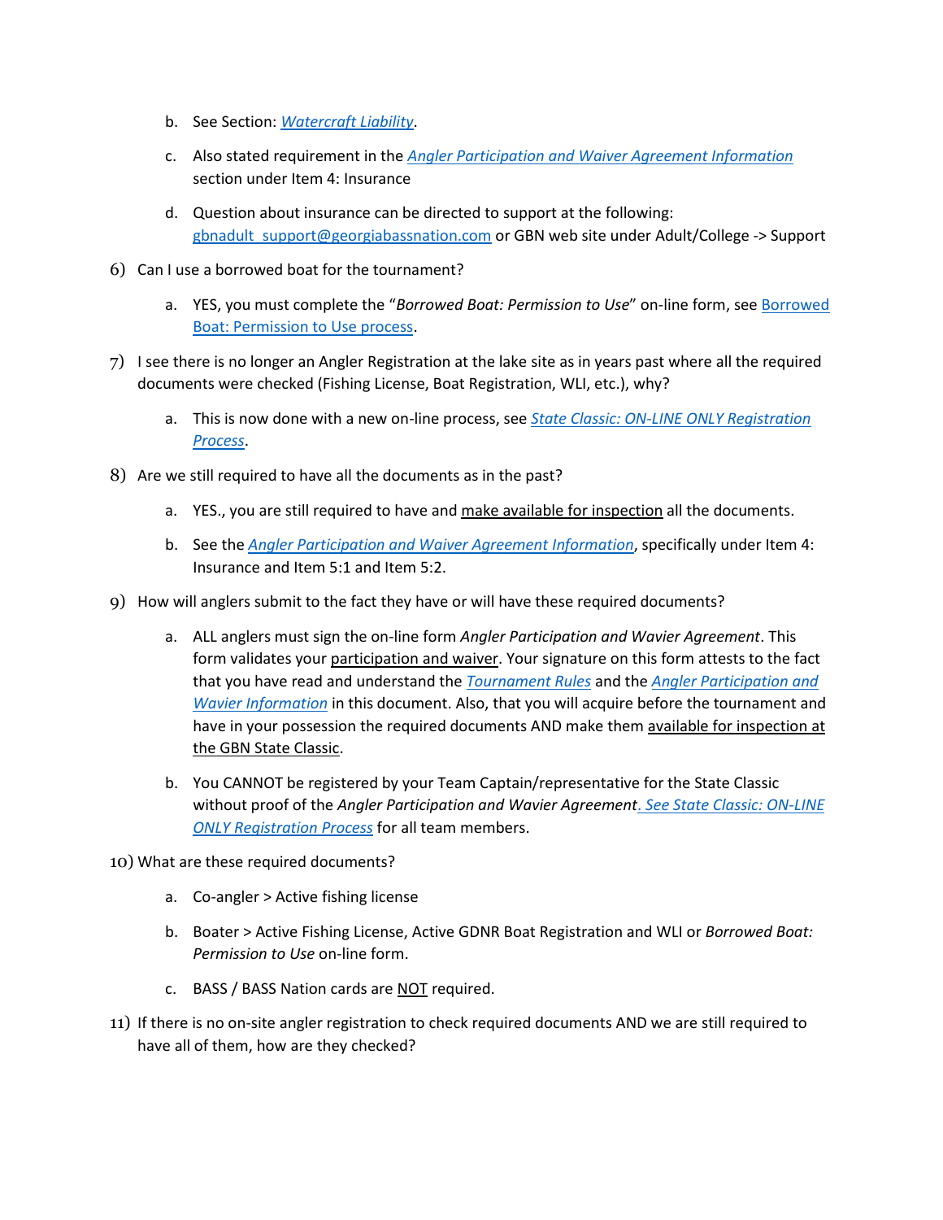b. See Section: *Watercraft Liability*.

   c. Also stated requirement in the *Angler Participation and Waiver Agreement Information* section under Item 4: Insurance

   d. Question about insurance can be directed to support at the following: gbnadult_support@georgiabassnation.com or GBN web site under Adult/College -> Support

6) Can I use a borrowed boat for the tournament?

   a. YES, you must complete the "*Borrowed Boat: Permission to Use*" on-line form, see Borrowed Boat: Permission to Use process.

7) I see there is no longer an Angler Registration at the lake site as in years past where all the required documents were checked (Fishing License, Boat Registration, WLI, etc.), why?

   a. This is now done with a new on-line process, see *State Classic: ON-LINE ONLY Registration Process*.

8) Are we still required to have all the documents as in the past?

   a. YES., you are still required to have and make available for inspection all the documents.

   b. See the *Angler Participation and Waiver Agreement Information*, specifically under Item 4: Insurance and Item 5:1 and Item 5:2.

9) How will anglers submit to the fact they have or will have these required documents?

   a. ALL anglers must sign the on-line form *Angler Participation and Wavier Agreement*. This form validates your participation and waiver. Your signature on this form attests to the fact that you have read and understand the *Tournament Rules* and the *Angler Participation and Wavier Information* in this document. Also, that you will acquire before the tournament and have in your possession the required documents AND make them available for inspection at the GBN State Classic.

   b. You CANNOT be registered by your Team Captain/representative for the State Classic without proof of the *Angler Participation and Wavier Agreement*. *See State Classic: ON-LINE ONLY Registration Process* for all team members.

10) What are these required documents?

   a. Co-angler > Active fishing license

   b. Boater > Active Fishing License, Active GDNR Boat Registration and WLI or *Borrowed Boat: Permission to Use* on-line form.

   c. BASS / BASS Nation cards are NOT required.

11) If there is no on-site angler registration to check required documents AND we are still required to have all of them, how are they checked?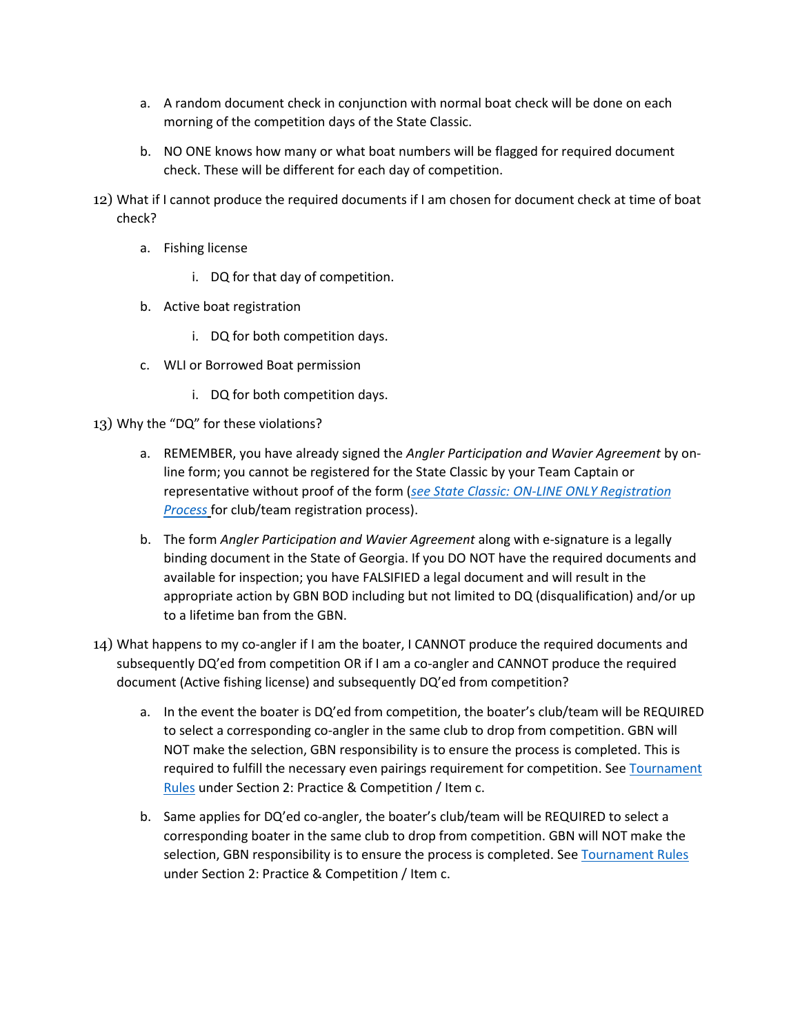a. A random document check in conjunction with normal boat check will be done on each morning of the competition days of the State Classic.

b. NO ONE knows how many or what boat numbers will be flagged for required document check. These will be different for each day of competition.

12) What if I cannot produce the required documents if I am chosen for document check at time of boat check?

   a. Fishing license

      i. DQ for that day of competition.

   b. Active boat registration

      i. DQ for both competition days.

   c. WLI or Borrowed Boat permission

      i. DQ for both competition days.

13) Why the "DQ" for these violations?

   a. REMEMBER, you have already signed the *Angler Participation and Wavier Agreement* by on-line form; you cannot be registered for the State Classic by your Team Captain or representative without proof of the form (*see State Classic: ON-LINE ONLY Registration Process* for club/team registration process).

   b. The form *Angler Participation and Wavier Agreement* along with e-signature is a legally binding document in the State of Georgia. If you DO NOT have the required documents and available for inspection; you have FALSIFIED a legal document and will result in the appropriate action by GBN BOD including but not limited to DQ (disqualification) and/or up to a lifetime ban from the GBN.

14) What happens to my co-angler if I am the boater, I CANNOT produce the required documents and subsequently DQ'ed from competition OR if I am a co-angler and CANNOT produce the required document (Active fishing license) and subsequently DQ'ed from competition?

   a. In the event the boater is DQ'ed from competition, the boater's club/team will be REQUIRED to select a corresponding co-angler in the same club to drop from competition. GBN will NOT make the selection, GBN responsibility is to ensure the process is completed. This is required to fulfill the necessary even pairings requirement for competition. See Tournament Rules under Section 2: Practice & Competition / Item c.

   b. Same applies for DQ'ed co-angler, the boater's club/team will be REQUIRED to select a corresponding boater in the same club to drop from competition. GBN will NOT make the selection, GBN responsibility is to ensure the process is completed. See Tournament Rules under Section 2: Practice & Competition / Item c.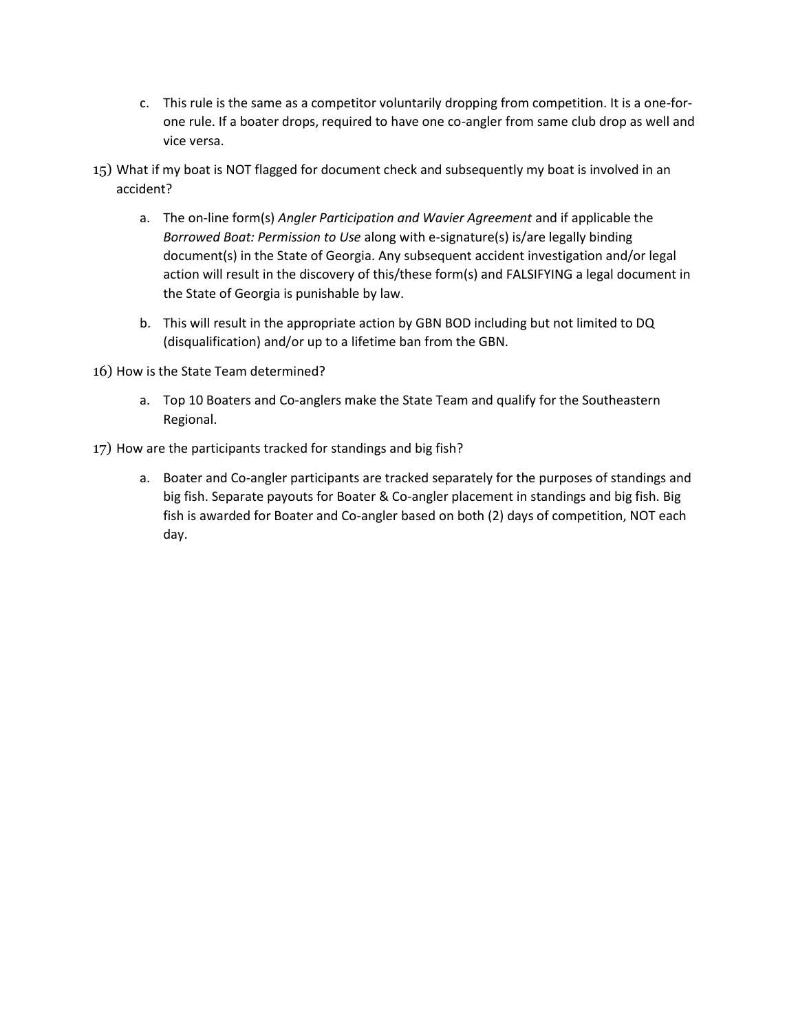c. This rule is the same as a competitor voluntarily dropping from competition. It is a one-for-one rule. If a boater drops, required to have one co-angler from same club drop as well and vice versa.

15) What if my boat is NOT flagged for document check and subsequently my boat is involved in an accident?

   a. The on-line form(s) *Angler Participation and Wavier Agreement* and if applicable the *Borrowed Boat: Permission to Use* along with e-signature(s) is/are legally binding document(s) in the State of Georgia. Any subsequent accident investigation and/or legal action will result in the discovery of this/these form(s) and FALSIFYING a legal document in the State of Georgia is punishable by law.

   b. This will result in the appropriate action by GBN BOD including but not limited to DQ (disqualification) and/or up to a lifetime ban from the GBN.

16) How is the State Team determined?

   a. Top 10 Boaters and Co-anglers make the State Team and qualify for the Southeastern Regional.

17) How are the participants tracked for standings and big fish?

   a. Boater and Co-angler participants are tracked separately for the purposes of standings and big fish. Separate payouts for Boater & Co-angler placement in standings and big fish. Big fish is awarded for Boater and Co-angler based on both (2) days of competition, NOT each day.